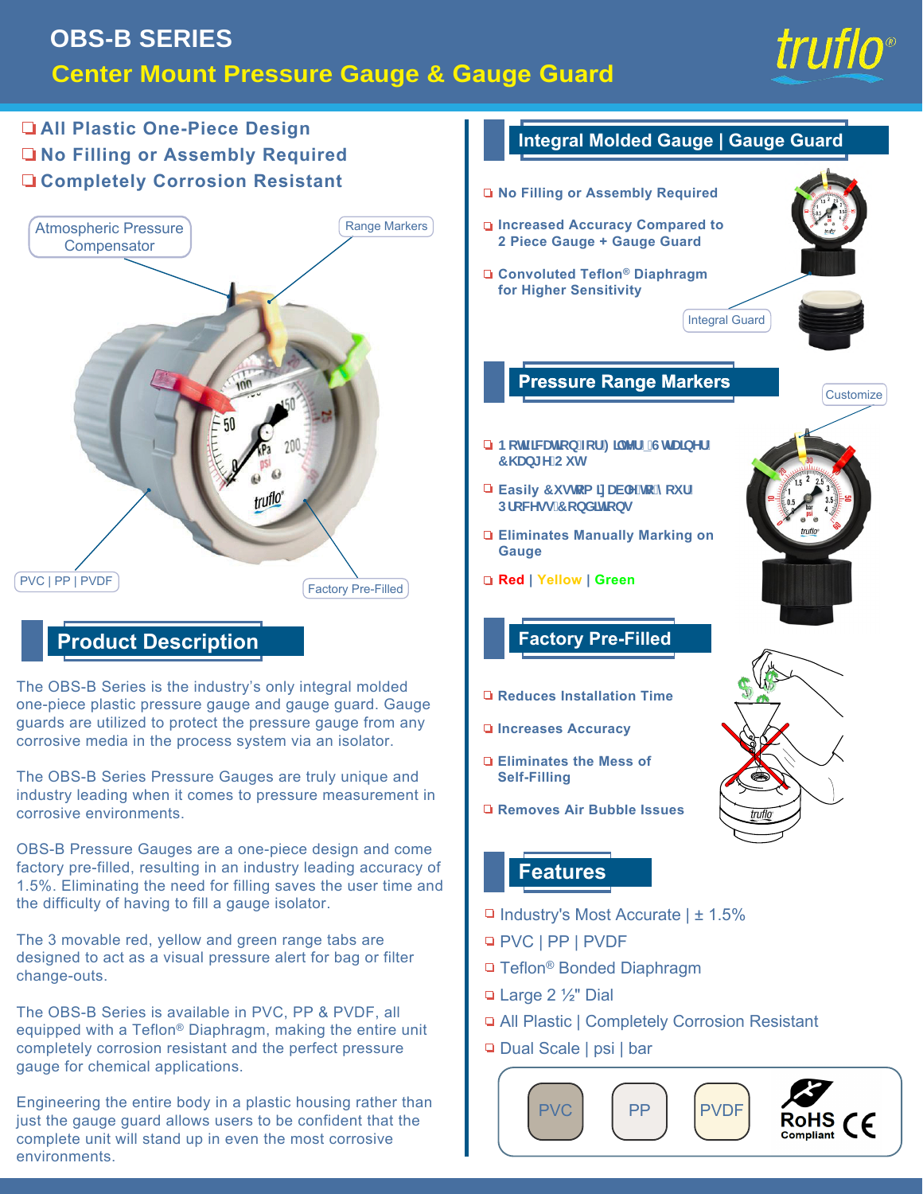# OBS-B SERIES

## Center Mount Pressure Gauge & Gauge Guard

truflo®

- All Plastic One-Piece Design
- No Filling or Assembly Required
- Completely Corrosion Resistant

Atmospheric Pressure Compensator

Range Markers

PVC | PP | PVDF

Factory Pre-Filled

## Product Description

The OBS-B Series is the industry's only integral molded one-piece plastic pressure gauge and gauge guard. Gauge guards are utilized to protect the pressure gauge from any corrosive media in the process system via an isolator.

The OBS-B Series Pressure Gauges are truly unique and industry leading when it comes to pressure measurement in corrosive environments.

OBS-B Pressure Gauges are a one-piece design and come factory pre-filled, resulting in an industry leading accuracy of 1.5%. Eliminating the need for filling saves the user time and the difficulty of having to fill a gauge isolator.

The 3 movable red, yellow and green range tabs are designed to act as a visual pressure alert for bag or filter change-outs.

The OBS-B Series is available in PVC, PP & PVDF, all equipped with a Teflon® Diaphragm, making the entire unit completely corrosion resistant and the perfect pressure gauge for chemical applications.

Engineering the entire body in a plastic housing rather than just the gauge guard allows users to be confident that the complete unit will stand up in even the most corrosive environments.

## Integral Molded Gauge | Gauge Guard

- No Filling or Assembly Required
- Increased Accuracy Compared to 2 Piece Gauge + Gauge Guard
- Convoluted Teflon® Diaphragm for Higher Sensitivity

Integral Guard

## Pressure Range Markers

Customize

- Notification for Filter | Strainer Change Out
- Easily Customizable to your Process Conditions
- Eliminates Manually Marking on Gauge
- Red | Yellow | Green

## Factory Pre-Filled

- Reduces Installation Time
- Increases Accuracy
- Eliminates the Mess of Self-Filling
- Removes Air Bubble Issues

## Features

- Industry's Most Accurate | ± 1.5%
- PVC | PP | PVDF
- Teflon® Bonded Diaphragm
- Large 2 ½" Dial
- All Plastic | Completely Corrosion Resistant
- Dual Scale | psi | bar

PVC | PP | PVDF | RoHS Compliant | CE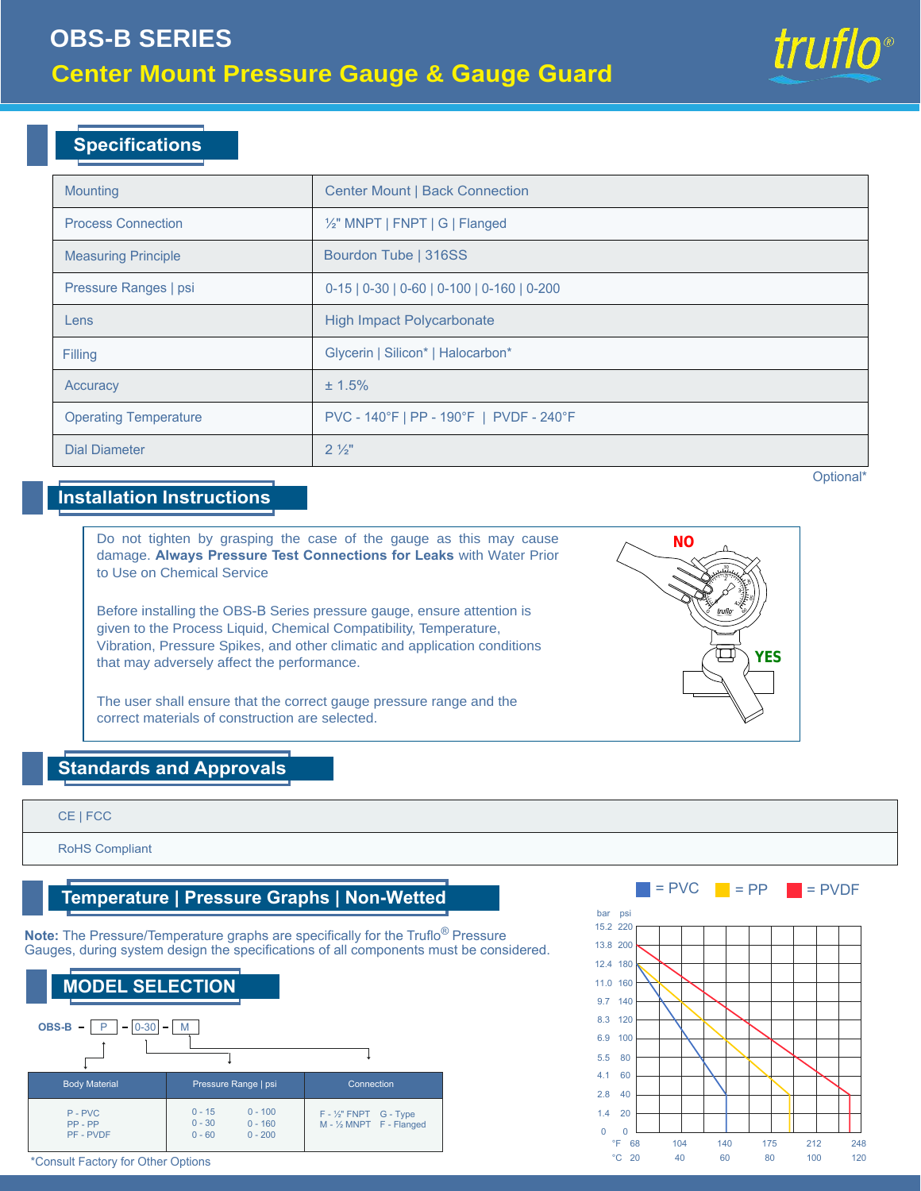# OBS-B SERIES

## Center Mount Pressure Gauge & Gauge Guard

truflo®

## Specifications

| | |
|---|---|
| Mounting | Center Mount \| Back Connection |
| Process Connection | ½" MNPT \| FNPT \| G \| Flanged |
| Measuring Principle | Bourdon Tube \| 316SS |
| Pressure Ranges \| psi | 0-15 \| 0-30 \| 0-60 \| 0-100 \| 0-160 \| 0-200 |
| Lens | High Impact Polycarbonate |
| Filling | Glycerin \| Silicon* \| Halocarbon* |
| Accuracy | ± 1.5% |
| Operating Temperature | PVC - 140°F \| PP - 190°F \| PVDF - 240°F |
| Dial Diameter | 2 ½" |

Optional*

## Installation Instructions

Do not tighten by grasping the case of the gauge as this may cause damage. **Always Pressure Test Connections for Leaks** with Water Prior to Use on Chemical Service

Before installing the OBS-B Series pressure gauge, ensure attention is given to the Process Liquid, Chemical Compatibility, Temperature, Vibration, Pressure Spikes, and other climatic and application conditions that may adversely affect the performance.

The user shall ensure that the correct gauge pressure range and the correct materials of construction are selected.

NO

YES

## Standards and Approvals

| |
|---|
| CE \| FCC |
| RoHS Compliant |

## Temperature | Pressure Graphs | Non-Wetted

**Note:** The Pressure/Temperature graphs are specifically for the Truflo® Pressure Gauges, during system design the specifications of all components must be considered.

= PVC = PP = PVDF

bar psi
15.2 220
13.8 200
12.4 180
11.0 160
9.7 140
8.3 120
6.9 100
5.5 80
4.1 60
2.8 40
1.4 20
0 0

°F 68 104 140 175 212 248
°C 20 40 60 80 100 120

## MODEL SELECTION

OBS-B - P - 0-30 - M

| Body Material | Pressure Range \| psi | | Connection | |
|---|---|---|---|---|
| P - PVC<br>PP - PP<br>PF - PVDF | 0 - 15<br>0 - 30<br>0 - 60 | 0 - 100<br>0 - 160<br>0 - 200 | F - ½" FNPT<br>M - ½ MNPT | G - Type<br>F - Flanged |

*Consult Factory for Other Options